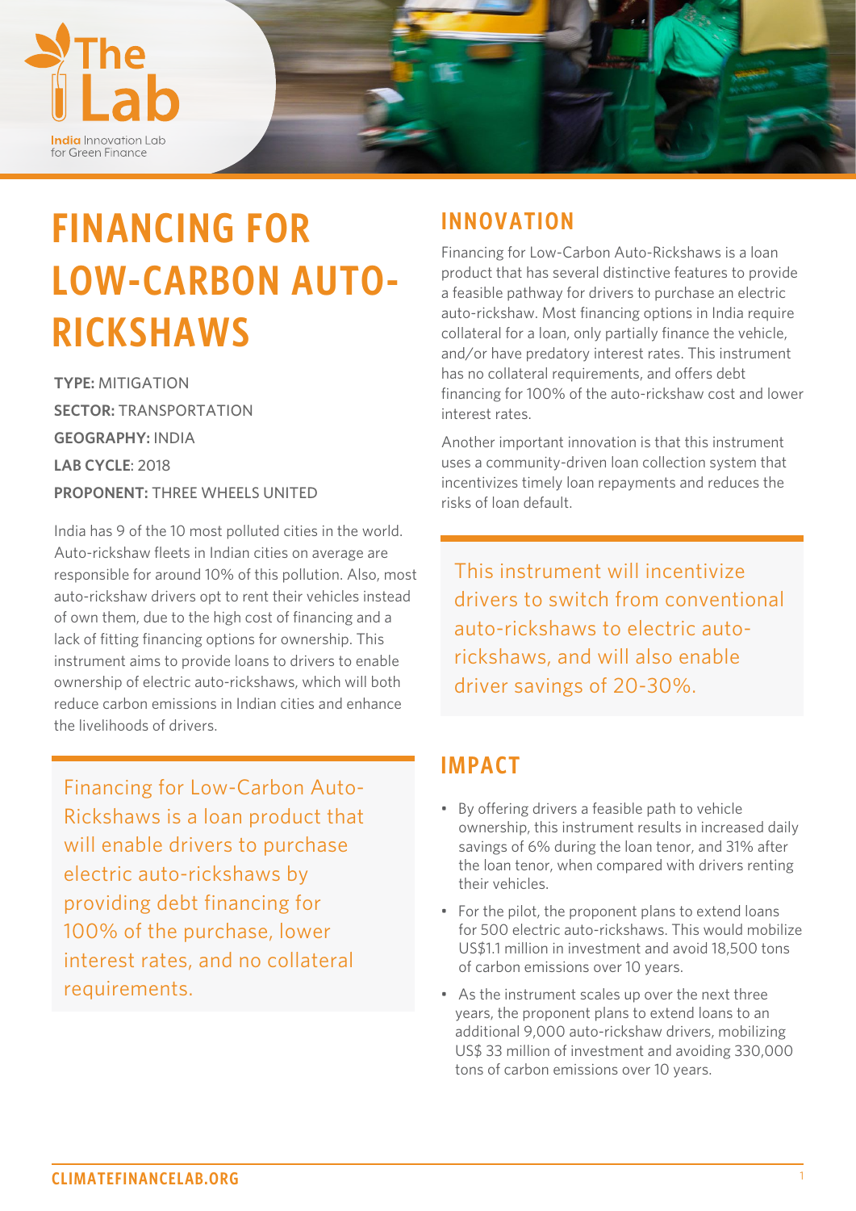# FINANCING FOR LOW-CARBON AUTO-RICKSHAWS

**TYPE:** MITIGATION
**SECTOR:** TRANSPORTATION
**GEOGRAPHY:** INDIA
**LAB CYCLE**: 2018
**PROPONENT:** THREE WHEELS UNITED

India has 9 of the 10 most polluted cities in the world. Auto-rickshaw fleets in Indian cities on average are responsible for around 10% of this pollution. Also, most auto-rickshaw drivers opt to rent their vehicles instead of own them, due to the high cost of financing and a lack of fitting financing options for ownership. This instrument aims to provide loans to drivers to enable ownership of electric auto-rickshaws, which will both reduce carbon emissions in Indian cities and enhance the livelihoods of drivers.

Financing for Low-Carbon Auto-Rickshaws is a loan product that will enable drivers to purchase electric auto-rickshaws by providing debt financing for 100% of the purchase, lower interest rates, and no collateral requirements.

## INNOVATION

Financing for Low-Carbon Auto-Rickshaws is a loan product that has several distinctive features to provide a feasible pathway for drivers to purchase an electric auto-rickshaw. Most financing options in India require collateral for a loan, only partially finance the vehicle, and/or have predatory interest rates. This instrument has no collateral requirements, and offers debt financing for 100% of the auto-rickshaw cost and lower interest rates.

Another important innovation is that this instrument uses a community-driven loan collection system that incentivizes timely loan repayments and reduces the risks of loan default.

This instrument will incentivize drivers to switch from conventional auto-rickshaws to electric auto-rickshaws, and will also enable driver savings of 20-30%.

## IMPACT

- By offering drivers a feasible path to vehicle ownership, this instrument results in increased daily savings of 6% during the loan tenor, and 31% after the loan tenor, when compared with drivers renting their vehicles.
- For the pilot, the proponent plans to extend loans for 500 electric auto-rickshaws. This would mobilize US$1.1 million in investment and avoid 18,500 tons of carbon emissions over 10 years.
- As the instrument scales up over the next three years, the proponent plans to extend loans to an additional 9,000 auto-rickshaw drivers, mobilizing US$ 33 million of investment and avoiding 330,000 tons of carbon emissions over 10 years.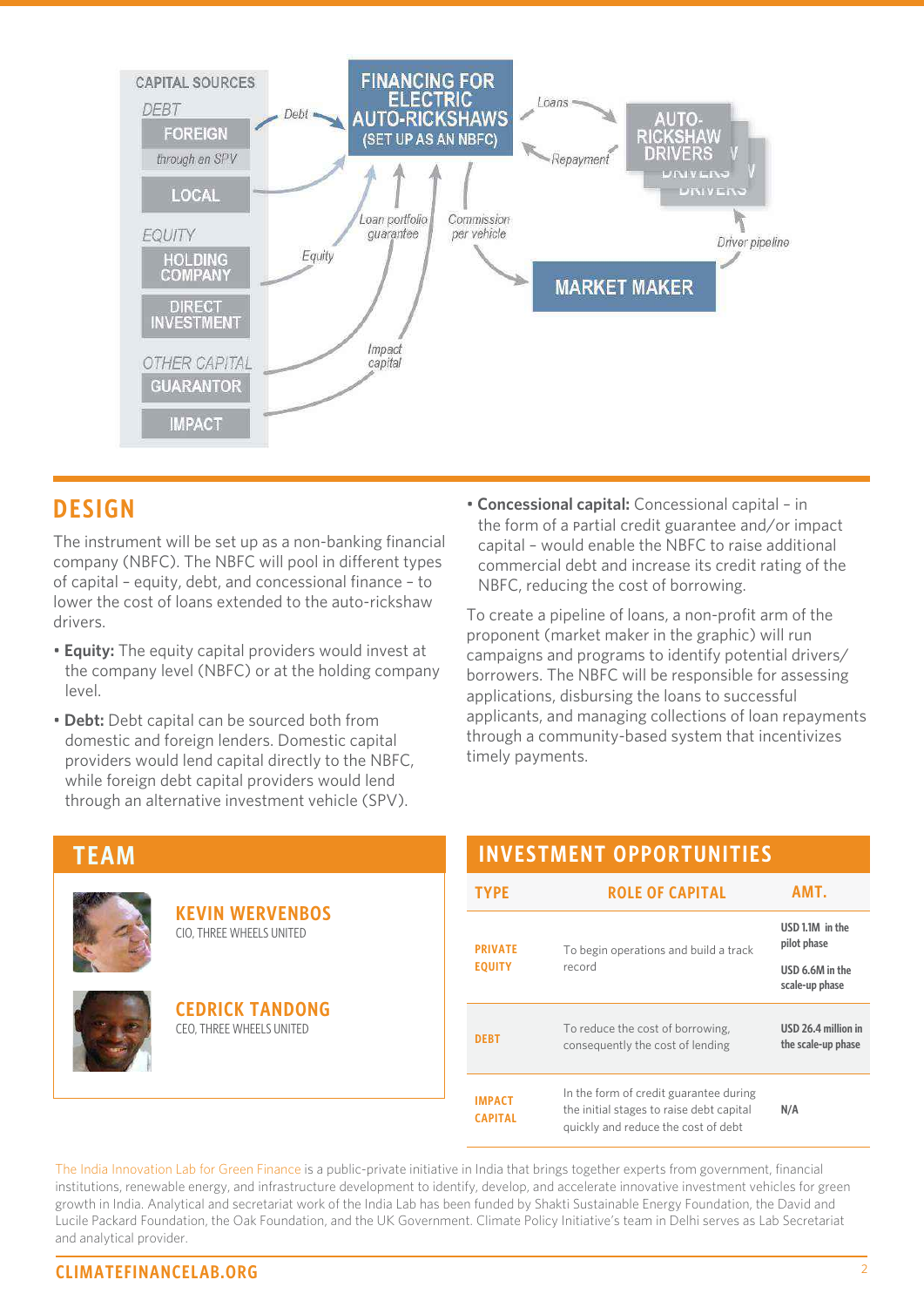CAPITAL SOURCES

DEBT

FOREIGN

through an SPV

LOCAL

EQUITY

HOLDING COMPANY

DIRECT INVESTMENT

OTHER CAPITAL

GUARANTOR

IMPACT

Debt

Equity

FINANCING FOR ELECTRIC AUTO-RICKSHAWS (SET UP AS AN NBFC)

Loans

Repayment

AUTO-RICKSHAW DRIVERS

Loan portfolio guarantee

Impact capital

Commission per vehicle

Driver pipeline

MARKET MAKER

## DESIGN

The instrument will be set up as a non-banking financial company (NBFC). The NBFC will pool in different types of capital – equity, debt, and concessional finance – to lower the cost of loans extended to the auto-rickshaw drivers.

- **Equity:** The equity capital providers would invest at the company level (NBFC) or at the holding company level.
- **Debt:** Debt capital can be sourced both from domestic and foreign lenders. Domestic capital providers would lend capital directly to the NBFC, while foreign debt capital providers would lend through an alternative investment vehicle (SPV).
- **Concessional capital:** Concessional capital – in the form of a partial credit guarantee and/or impact capital – would enable the NBFC to raise additional commercial debt and increase its credit rating of the NBFC, reducing the cost of borrowing.

To create a pipeline of loans, a non-profit arm of the proponent (market maker in the graphic) will run campaigns and programs to identify potential drivers/ borrowers. The NBFC will be responsible for assessing applications, disbursing the loans to successful applicants, and managing collections of loan repayments through a community-based system that incentivizes timely payments.

## TEAM

**KEVIN WERVENBOS**
CIO, THREE WHEELS UNITED

**CEDRICK TANDONG**
CEO, THREE WHEELS UNITED

## INVESTMENT OPPORTUNITIES

| TYPE | ROLE OF CAPITAL | AMT. |
|---|---|---|
| PRIVATE EQUITY | To begin operations and build a track record | USD 1.1M in the pilot phase<br>USD 6.6M in the scale-up phase |
| DEBT | To reduce the cost of borrowing, consequently the cost of lending | USD 26.4 million in the scale-up phase |
| IMPACT CAPITAL | In the form of credit guarantee during the initial stages to raise debt capital quickly and reduce the cost of debt | N/A |

The India Innovation Lab for Green Finance is a public-private initiative in India that brings together experts from government, financial institutions, renewable energy, and infrastructure development to identify, develop, and accelerate innovative investment vehicles for green growth in India. Analytical and secretariat work of the India Lab has been funded by Shakti Sustainable Energy Foundation, the David and Lucile Packard Foundation, the Oak Foundation, and the UK Government. Climate Policy Initiative's team in Delhi serves as Lab Secretariat and analytical provider.

CLIMATEFINANCELAB.ORG